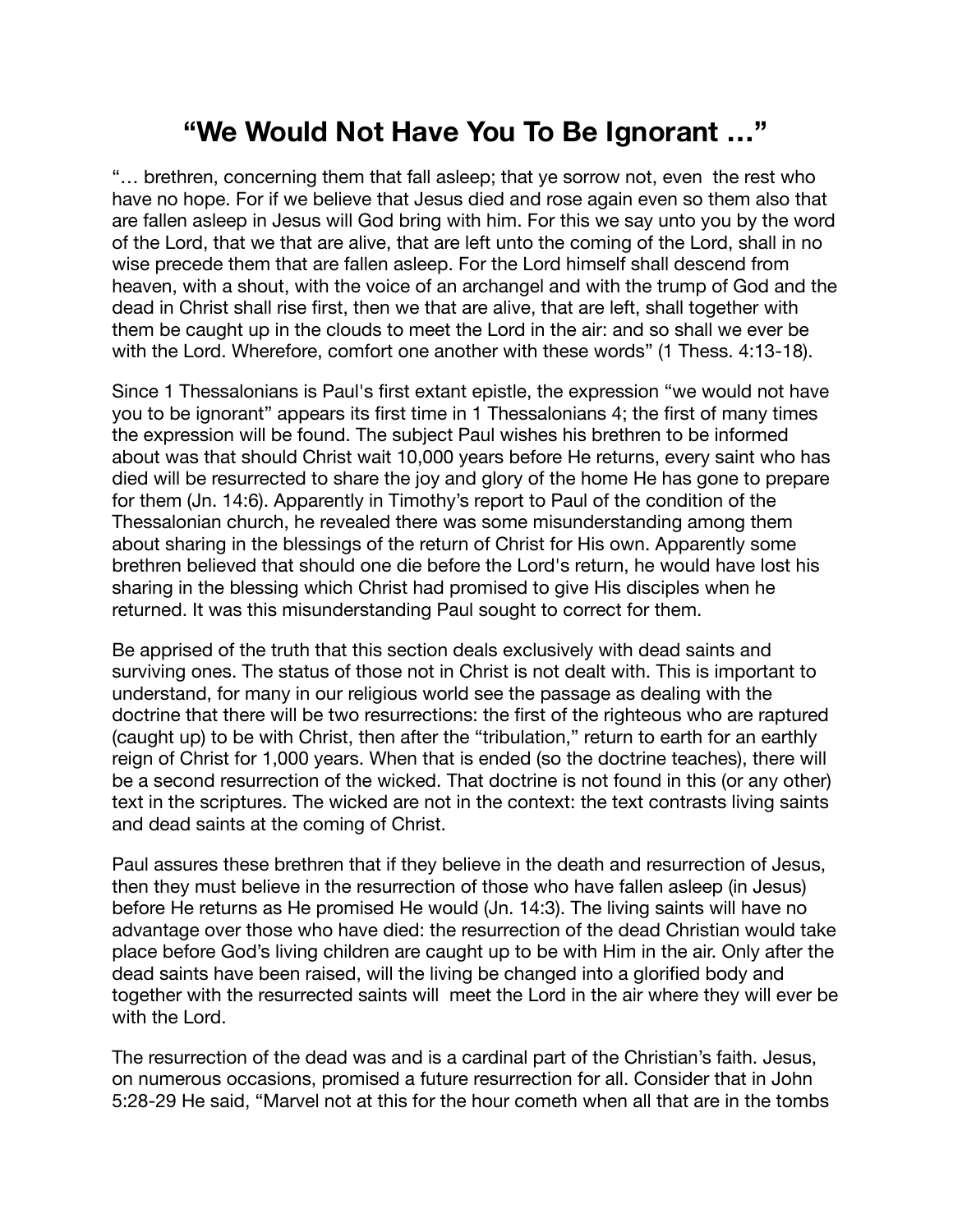# "We Would Not Have You To Be Ignorant …"

"… brethren, concerning them that fall asleep; that ye sorrow not, even the rest who have no hope. For if we believe that Jesus died and rose again even so them also that are fallen asleep in Jesus will God bring with him. For this we say unto you by the word of the Lord, that we that are alive, that are left unto the coming of the Lord, shall in no wise precede them that are fallen asleep. For the Lord himself shall descend from heaven, with a shout, with the voice of an archangel and with the trump of God and the dead in Christ shall rise first, then we that are alive, that are left, shall together with them be caught up in the clouds to meet the Lord in the air: and so shall we ever be with the Lord. Wherefore, comfort one another with these words" (1 Thess. 4:13-18).

Since 1 Thessalonians is Paul's first extant epistle, the expression "we would not have you to be ignorant" appears its first time in 1 Thessalonians 4; the first of many times the expression will be found. The subject Paul wishes his brethren to be informed about was that should Christ wait 10,000 years before He returns, every saint who has died will be resurrected to share the joy and glory of the home He has gone to prepare for them (Jn. 14:6). Apparently in Timothy's report to Paul of the condition of the Thessalonian church, he revealed there was some misunderstanding among them about sharing in the blessings of the return of Christ for His own. Apparently some brethren believed that should one die before the Lord's return, he would have lost his sharing in the blessing which Christ had promised to give His disciples when he returned. It was this misunderstanding Paul sought to correct for them.

Be apprised of the truth that this section deals exclusively with dead saints and surviving ones. The status of those not in Christ is not dealt with. This is important to understand, for many in our religious world see the passage as dealing with the doctrine that there will be two resurrections: the first of the righteous who are raptured (caught up) to be with Christ, then after the "tribulation," return to earth for an earthly reign of Christ for 1,000 years. When that is ended (so the doctrine teaches), there will be a second resurrection of the wicked. That doctrine is not found in this (or any other) text in the scriptures. The wicked are not in the context: the text contrasts living saints and dead saints at the coming of Christ.

Paul assures these brethren that if they believe in the death and resurrection of Jesus, then they must believe in the resurrection of those who have fallen asleep (in Jesus) before He returns as He promised He would (Jn. 14:3). The living saints will have no advantage over those who have died: the resurrection of the dead Christian would take place before God's living children are caught up to be with Him in the air. Only after the dead saints have been raised, will the living be changed into a glorified body and together with the resurrected saints will meet the Lord in the air where they will ever be with the Lord.

The resurrection of the dead was and is a cardinal part of the Christian's faith. Jesus, on numerous occasions, promised a future resurrection for all. Consider that in John 5:28-29 He said, "Marvel not at this for the hour cometh when all that are in the tombs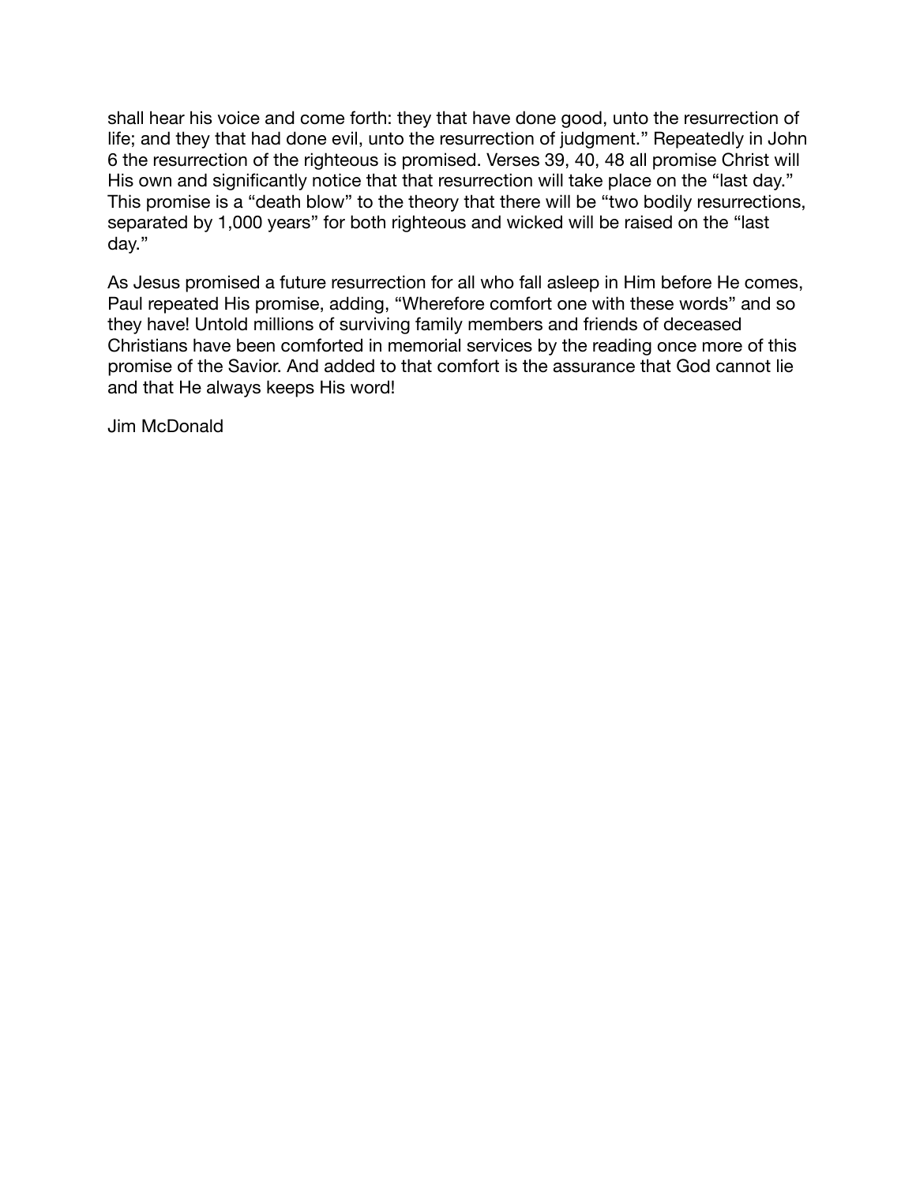shall hear his voice and come forth: they that have done good, unto the resurrection of life; and they that had done evil, unto the resurrection of judgment." Repeatedly in John 6 the resurrection of the righteous is promised. Verses 39, 40, 48 all promise Christ will His own and significantly notice that that resurrection will take place on the "last day." This promise is a "death blow" to the theory that there will be "two bodily resurrections, separated by 1,000 years" for both righteous and wicked will be raised on the "last day."

As Jesus promised a future resurrection for all who fall asleep in Him before He comes, Paul repeated His promise, adding, "Wherefore comfort one with these words" and so they have! Untold millions of surviving family members and friends of deceased Christians have been comforted in memorial services by the reading once more of this promise of the Savior. And added to that comfort is the assurance that God cannot lie and that He always keeps His word!

Jim McDonald